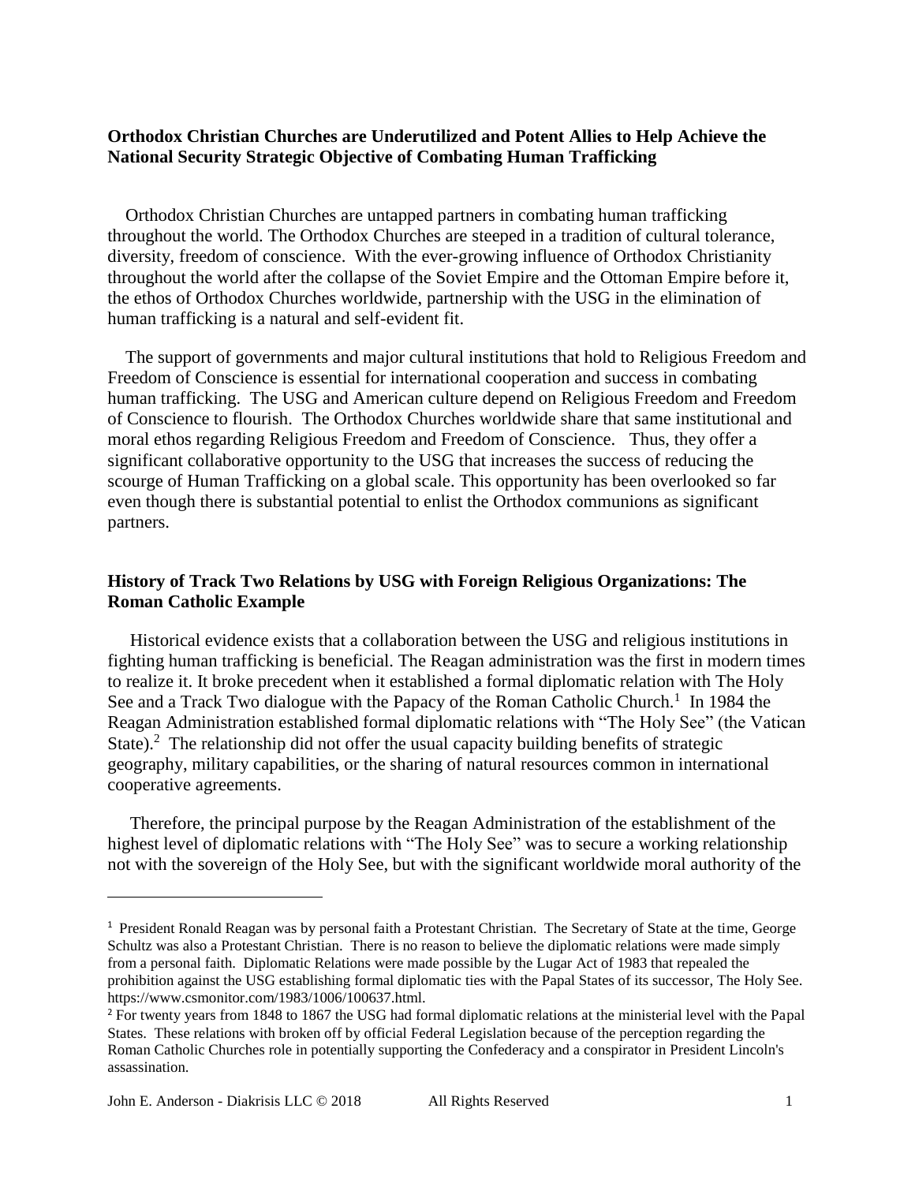**Orthodox Christian Churches are Underutilized and Potent Allies to Help Achieve the National Security Strategic Objective of Combating Human Trafficking**

Orthodox Christian Churches are untapped partners in combating human trafficking throughout the world. The Orthodox Churches are steeped in a tradition of cultural tolerance, diversity, freedom of conscience. With the ever-growing influence of Orthodox Christianity throughout the world after the collapse of the Soviet Empire and the Ottoman Empire before it, the ethos of Orthodox Churches worldwide, partnership with the USG in the elimination of human trafficking is a natural and self-evident fit.

The support of governments and major cultural institutions that hold to Religious Freedom and Freedom of Conscience is essential for international cooperation and success in combating human trafficking. The USG and American culture depend on Religious Freedom and Freedom of Conscience to flourish. The Orthodox Churches worldwide share that same institutional and moral ethos regarding Religious Freedom and Freedom of Conscience. Thus, they offer a significant collaborative opportunity to the USG that increases the success of reducing the scourge of Human Trafficking on a global scale. This opportunity has been overlooked so far even though there is substantial potential to enlist the Orthodox communions as significant partners.

**History of Track Two Relations by USG with Foreign Religious Organizations: The Roman Catholic Example**

Historical evidence exists that a collaboration between the USG and religious institutions in fighting human trafficking is beneficial. The Reagan administration was the first in modern times to realize it. It broke precedent when it established a formal diplomatic relation with The Holy See and a Track Two dialogue with the Papacy of the Roman Catholic Church.[1] In 1984 the Reagan Administration established formal diplomatic relations with "The Holy See" (the Vatican State).[2] The relationship did not offer the usual capacity building benefits of strategic geography, military capabilities, or the sharing of natural resources common in international cooperative agreements.

Therefore, the principal purpose by the Reagan Administration of the establishment of the highest level of diplomatic relations with "The Holy See" was to secure a working relationship not with the sovereign of the Holy See, but with the significant worldwide moral authority of the

---

[1] President Ronald Reagan was by personal faith a Protestant Christian. The Secretary of State at the time, George Schultz was also a Protestant Christian. There is no reason to believe the diplomatic relations were made simply from a personal faith. Diplomatic Relations were made possible by the Lugar Act of 1983 that repealed the prohibition against the USG establishing formal diplomatic ties with the Papal States of its successor, The Holy See. https://www.csmonitor.com/1983/1006/100637.html.

[2] For twenty years from 1848 to 1867 the USG had formal diplomatic relations at the ministerial level with the Papal States. These relations with broken off by official Federal Legislation because of the perception regarding the Roman Catholic Churches role in potentially supporting the Confederacy and a conspirator in President Lincoln's assassination.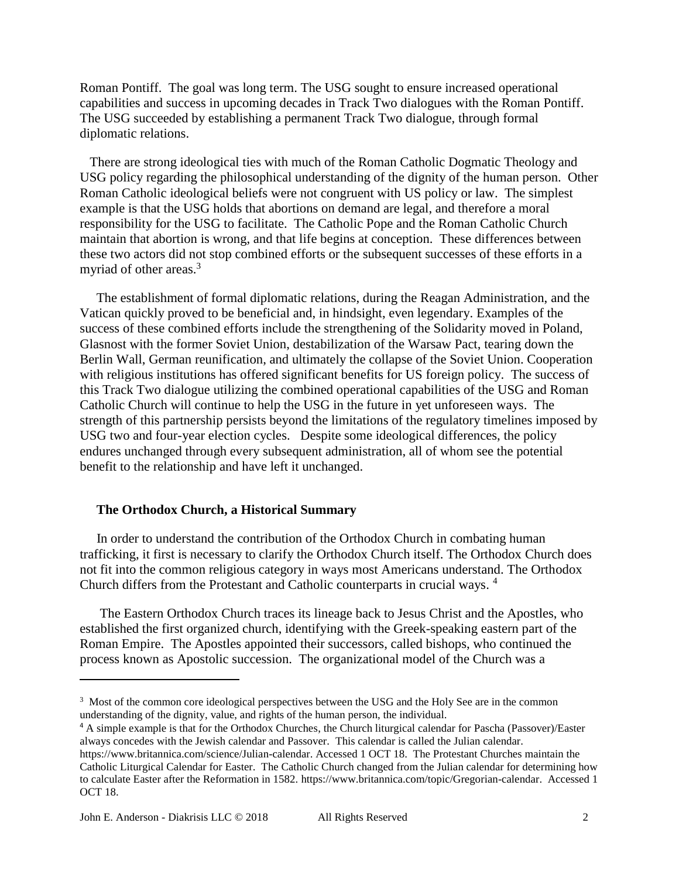Roman Pontiff. The goal was long term. The USG sought to ensure increased operational capabilities and success in upcoming decades in Track Two dialogues with the Roman Pontiff. The USG succeeded by establishing a permanent Track Two dialogue, through formal diplomatic relations.

There are strong ideological ties with much of the Roman Catholic Dogmatic Theology and USG policy regarding the philosophical understanding of the dignity of the human person. Other Roman Catholic ideological beliefs were not congruent with US policy or law. The simplest example is that the USG holds that abortions on demand are legal, and therefore a moral responsibility for the USG to facilitate. The Catholic Pope and the Roman Catholic Church maintain that abortion is wrong, and that life begins at conception. These differences between these two actors did not stop combined efforts or the subsequent successes of these efforts in a myriad of other areas.[3]

The establishment of formal diplomatic relations, during the Reagan Administration, and the Vatican quickly proved to be beneficial and, in hindsight, even legendary. Examples of the success of these combined efforts include the strengthening of the Solidarity moved in Poland, Glasnost with the former Soviet Union, destabilization of the Warsaw Pact, tearing down the Berlin Wall, German reunification, and ultimately the collapse of the Soviet Union. Cooperation with religious institutions has offered significant benefits for US foreign policy. The success of this Track Two dialogue utilizing the combined operational capabilities of the USG and Roman Catholic Church will continue to help the USG in the future in yet unforeseen ways. The strength of this partnership persists beyond the limitations of the regulatory timelines imposed by USG two and four-year election cycles. Despite some ideological differences, the policy endures unchanged through every subsequent administration, all of whom see the potential benefit to the relationship and have left it unchanged.

**The Orthodox Church, a Historical Summary**

In order to understand the contribution of the Orthodox Church in combating human trafficking, it first is necessary to clarify the Orthodox Church itself. The Orthodox Church does not fit into the common religious category in ways most Americans understand. The Orthodox Church differs from the Protestant and Catholic counterparts in crucial ways. [4]

The Eastern Orthodox Church traces its lineage back to Jesus Christ and the Apostles, who established the first organized church, identifying with the Greek-speaking eastern part of the Roman Empire. The Apostles appointed their successors, called bishops, who continued the process known as Apostolic succession. The organizational model of the Church was a

---

[3] Most of the common core ideological perspectives between the USG and the Holy See are in the common understanding of the dignity, value, and rights of the human person, the individual.

[4] A simple example is that for the Orthodox Churches, the Church liturgical calendar for Pascha (Passover)/Easter always concedes with the Jewish calendar and Passover. This calendar is called the Julian calendar. https://www.britannica.com/science/Julian-calendar. Accessed 1 OCT 18. The Protestant Churches maintain the Catholic Liturgical Calendar for Easter. The Catholic Church changed from the Julian calendar for determining how to calculate Easter after the Reformation in 1582. https://www.britannica.com/topic/Gregorian-calendar. Accessed 1 OCT 18.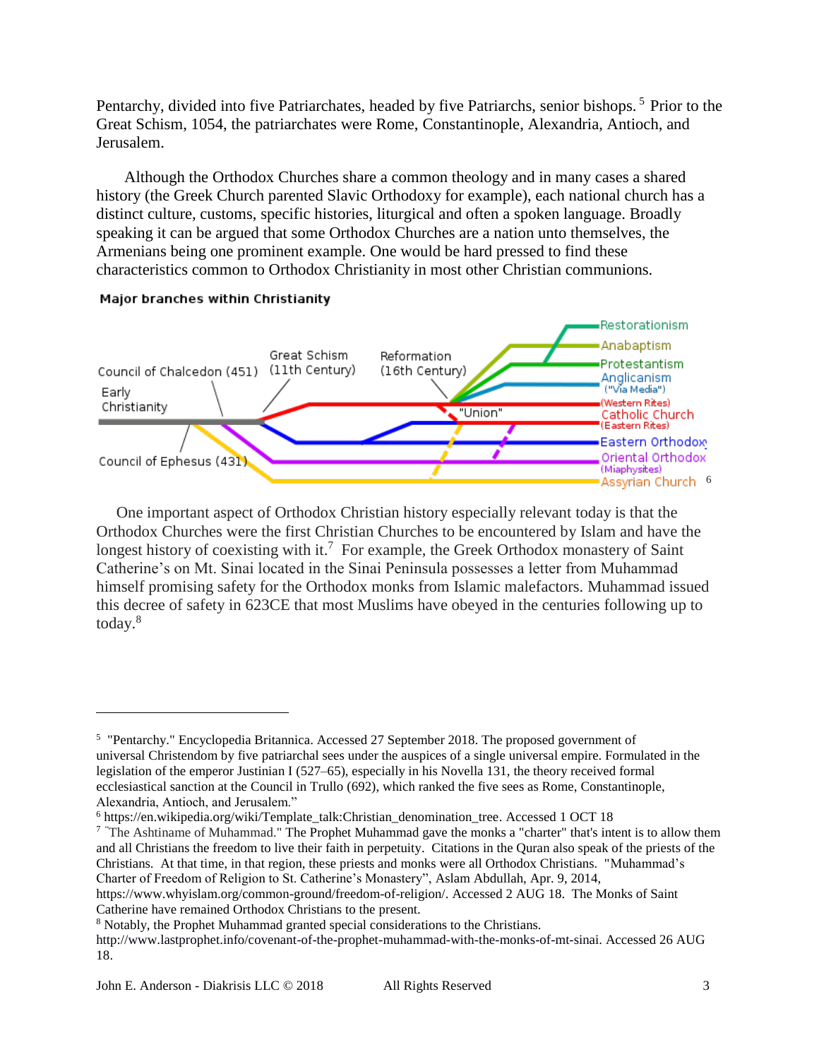Pentarchy, divided into five Patriarchates, headed by five Patriarchs, senior bishops.[5] Prior to the Great Schism, 1054, the patriarchates were Rome, Constantinople, Alexandria, Antioch, and Jerusalem.

Although the Orthodox Churches share a common theology and in many cases a shared history (the Greek Church parented Slavic Orthodoxy for example), each national church has a distinct culture, customs, specific histories, liturgical and often a spoken language. Broadly speaking it can be argued that some Orthodox Churches are a nation unto themselves, the Armenians being one prominent example. One would be hard pressed to find these characteristics common to Orthodox Christianity in most other Christian communions.

**Major branches within Christianity**

Early Christianity — Council of Ephesus (431) — Council of Chalcedon (451) — Great Schism (11th Century) — Reformation (16th Century) — "Union"

Restorationism, Anabaptism, Protestantism, Anglicanism ("Via Media"), (Western Rites) Catholic Church (Eastern Rites), Eastern Orthodox, Oriental Orthodox (Miaphysites), Assyrian Church [6]

One important aspect of Orthodox Christian history especially relevant today is that the Orthodox Churches were the first Christian Churches to be encountered by Islam and have the longest history of coexisting with it.[7] For example, the Greek Orthodox monastery of Saint Catherine's on Mt. Sinai located in the Sinai Peninsula possesses a letter from Muhammad himself promising safety for the Orthodox monks from Islamic malefactors. Muhammad issued this decree of safety in 623CE that most Muslims have obeyed in the centuries following up to today.[8]

---

[5] "Pentarchy." Encyclopedia Britannica. Accessed 27 September 2018. The proposed government of universal Christendom by five patriarchal sees under the auspices of a single universal empire. Formulated in the legislation of the emperor Justinian I (527–65), especially in his Novella 131, the theory received formal ecclesiastical sanction at the Council in Trullo (692), which ranked the five sees as Rome, Constantinople, Alexandria, Antioch, and Jerusalem."

[6] https://en.wikipedia.org/wiki/Template_talk:Christian_denomination_tree. Accessed 1 OCT 18

[7] "The Ashtiname of Muhammad." The Prophet Muhammad gave the monks a "charter" that's intent is to allow them and all Christians the freedom to live their faith in perpetuity. Citations in the Quran also speak of the priests of the Christians. At that time, in that region, these priests and monks were all Orthodox Christians. "Muhammad's Charter of Freedom of Religion to St. Catherine's Monastery", Aslam Abdullah, Apr. 9, 2014, https://www.whyislam.org/common-ground/freedom-of-religion/. Accessed 2 AUG 18. The Monks of Saint Catherine have remained Orthodox Christians to the present.

[8] Notably, the Prophet Muhammad granted special considerations to the Christians. http://www.lastprophet.info/covenant-of-the-prophet-muhammad-with-the-monks-of-mt-sinai. Accessed 26 AUG 18.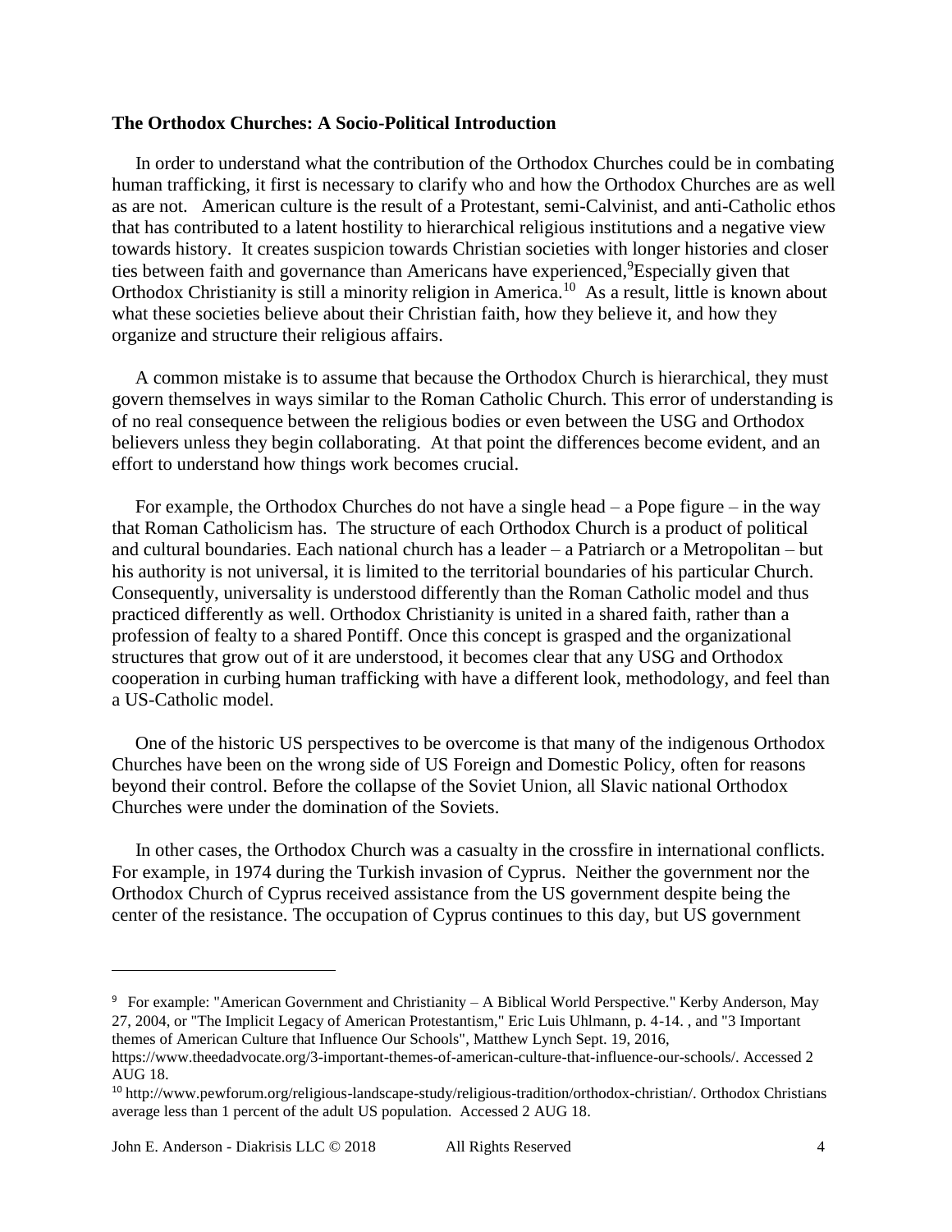**The Orthodox Churches: A Socio-Political Introduction**

In order to understand what the contribution of the Orthodox Churches could be in combating human trafficking, it first is necessary to clarify who and how the Orthodox Churches are as well as are not. American culture is the result of a Protestant, semi-Calvinist, and anti-Catholic ethos that has contributed to a latent hostility to hierarchical religious institutions and a negative view towards history. It creates suspicion towards Christian societies with longer histories and closer ties between faith and governance than Americans have experienced,[9]Especially given that Orthodox Christianity is still a minority religion in America.[10] As a result, little is known about what these societies believe about their Christian faith, how they believe it, and how they organize and structure their religious affairs.

A common mistake is to assume that because the Orthodox Church is hierarchical, they must govern themselves in ways similar to the Roman Catholic Church. This error of understanding is of no real consequence between the religious bodies or even between the USG and Orthodox believers unless they begin collaborating. At that point the differences become evident, and an effort to understand how things work becomes crucial.

For example, the Orthodox Churches do not have a single head – a Pope figure – in the way that Roman Catholicism has. The structure of each Orthodox Church is a product of political and cultural boundaries. Each national church has a leader – a Patriarch or a Metropolitan – but his authority is not universal, it is limited to the territorial boundaries of his particular Church. Consequently, universality is understood differently than the Roman Catholic model and thus practiced differently as well. Orthodox Christianity is united in a shared faith, rather than a profession of fealty to a shared Pontiff. Once this concept is grasped and the organizational structures that grow out of it are understood, it becomes clear that any USG and Orthodox cooperation in curbing human trafficking with have a different look, methodology, and feel than a US-Catholic model.

One of the historic US perspectives to be overcome is that many of the indigenous Orthodox Churches have been on the wrong side of US Foreign and Domestic Policy, often for reasons beyond their control. Before the collapse of the Soviet Union, all Slavic national Orthodox Churches were under the domination of the Soviets.

In other cases, the Orthodox Church was a casualty in the crossfire in international conflicts. For example, in 1974 during the Turkish invasion of Cyprus. Neither the government nor the Orthodox Church of Cyprus received assistance from the US government despite being the center of the resistance. The occupation of Cyprus continues to this day, but US government

---

[9] For example: "American Government and Christianity – A Biblical World Perspective." Kerby Anderson, May 27, 2004, or "The Implicit Legacy of American Protestantism," Eric Luis Uhlmann, p. 4-14. , and "3 Important themes of American Culture that Influence Our Schools", Matthew Lynch Sept. 19, 2016, https://www.theedadvocate.org/3-important-themes-of-american-culture-that-influence-our-schools/. Accessed 2 AUG 18.

[10] http://www.pewforum.org/religious-landscape-study/religious-tradition/orthodox-christian/. Orthodox Christians average less than 1 percent of the adult US population. Accessed 2 AUG 18.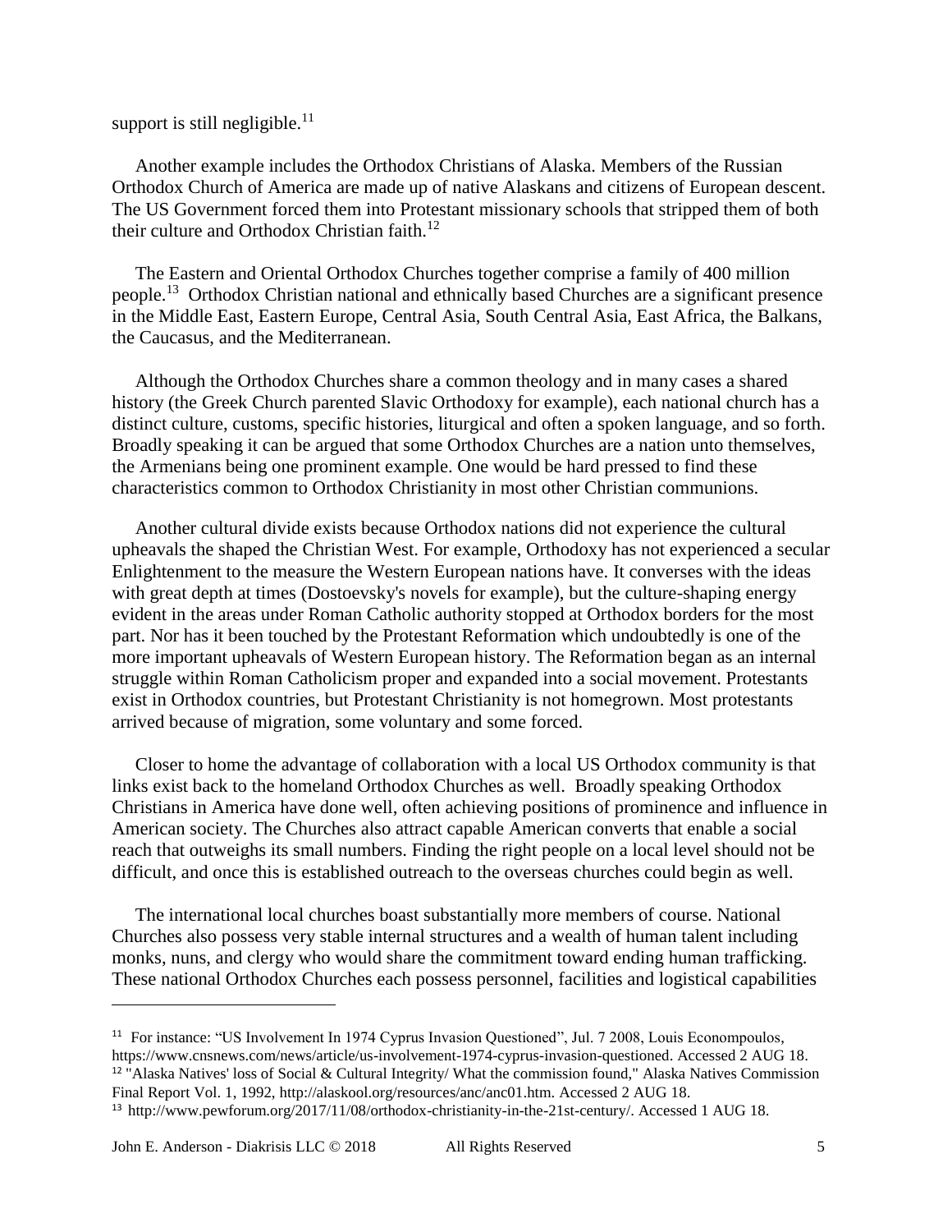support is still negligible.[11]

Another example includes the Orthodox Christians of Alaska. Members of the Russian Orthodox Church of America are made up of native Alaskans and citizens of European descent. The US Government forced them into Protestant missionary schools that stripped them of both their culture and Orthodox Christian faith.[12]

The Eastern and Oriental Orthodox Churches together comprise a family of 400 million people.[13] Orthodox Christian national and ethnically based Churches are a significant presence in the Middle East, Eastern Europe, Central Asia, South Central Asia, East Africa, the Balkans, the Caucasus, and the Mediterranean.

Although the Orthodox Churches share a common theology and in many cases a shared history (the Greek Church parented Slavic Orthodoxy for example), each national church has a distinct culture, customs, specific histories, liturgical and often a spoken language, and so forth. Broadly speaking it can be argued that some Orthodox Churches are a nation unto themselves, the Armenians being one prominent example. One would be hard pressed to find these characteristics common to Orthodox Christianity in most other Christian communions.

Another cultural divide exists because Orthodox nations did not experience the cultural upheavals the shaped the Christian West. For example, Orthodoxy has not experienced a secular Enlightenment to the measure the Western European nations have. It converses with the ideas with great depth at times (Dostoevsky's novels for example), but the culture-shaping energy evident in the areas under Roman Catholic authority stopped at Orthodox borders for the most part. Nor has it been touched by the Protestant Reformation which undoubtedly is one of the more important upheavals of Western European history. The Reformation began as an internal struggle within Roman Catholicism proper and expanded into a social movement. Protestants exist in Orthodox countries, but Protestant Christianity is not homegrown. Most protestants arrived because of migration, some voluntary and some forced.

Closer to home the advantage of collaboration with a local US Orthodox community is that links exist back to the homeland Orthodox Churches as well. Broadly speaking Orthodox Christians in America have done well, often achieving positions of prominence and influence in American society. The Churches also attract capable American converts that enable a social reach that outweighs its small numbers. Finding the right people on a local level should not be difficult, and once this is established outreach to the overseas churches could begin as well.

The international local churches boast substantially more members of course. National Churches also possess very stable internal structures and a wealth of human talent including monks, nuns, and clergy who would share the commitment toward ending human trafficking. These national Orthodox Churches each possess personnel, facilities and logistical capabilities

---

[11] For instance: "US Involvement In 1974 Cyprus Invasion Questioned", Jul. 7 2008, Louis Economopoulos, https://www.cnsnews.com/news/article/us-involvement-1974-cyprus-invasion-questioned. Accessed 2 AUG 18.

[12] "Alaska Natives' loss of Social & Cultural Integrity/ What the commission found," Alaska Natives Commission Final Report Vol. 1, 1992, http://alaskool.org/resources/anc/anc01.htm. Accessed 2 AUG 18.

[13] http://www.pewforum.org/2017/11/08/orthodox-christianity-in-the-21st-century/. Accessed 1 AUG 18.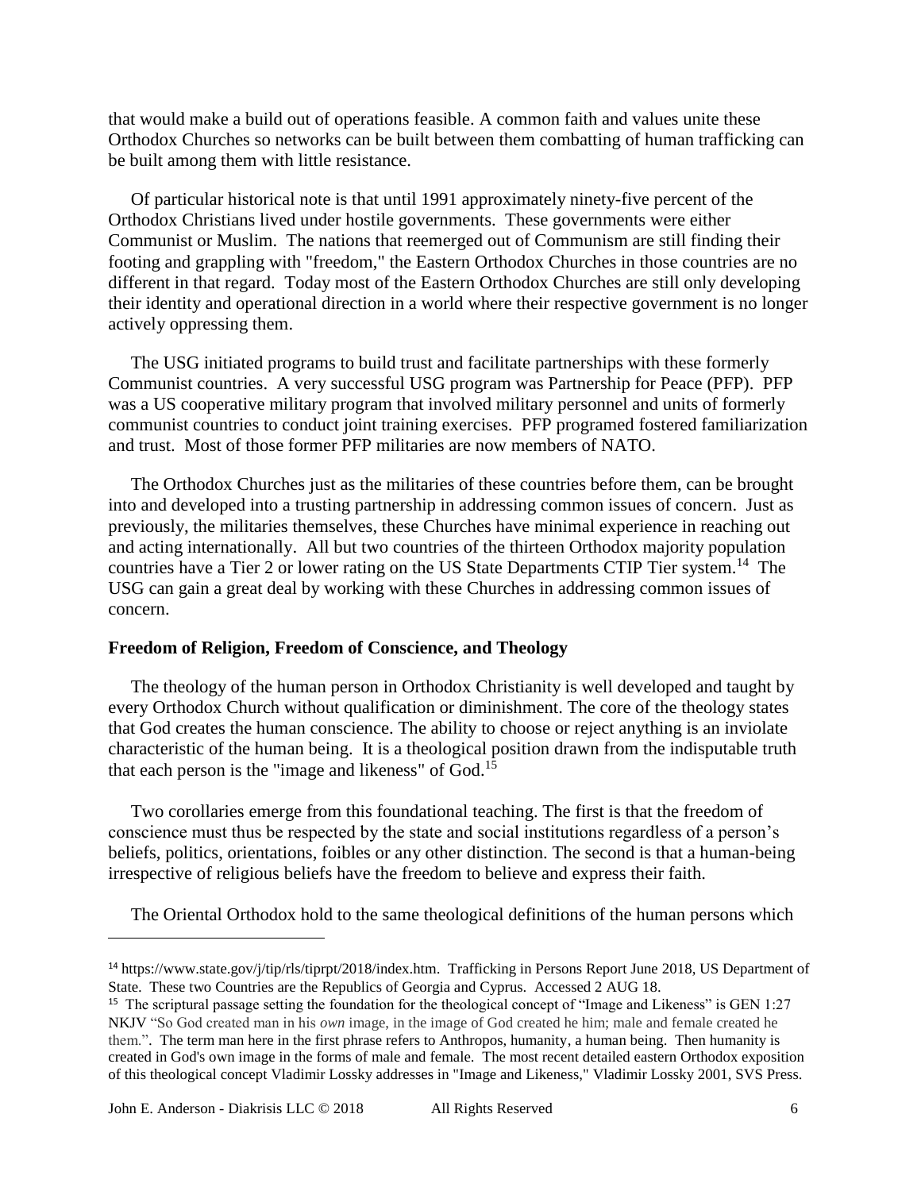that would make a build out of operations feasible. A common faith and values unite these Orthodox Churches so networks can be built between them combatting of human trafficking can be built among them with little resistance.

Of particular historical note is that until 1991 approximately ninety-five percent of the Orthodox Christians lived under hostile governments. These governments were either Communist or Muslim. The nations that reemerged out of Communism are still finding their footing and grappling with "freedom," the Eastern Orthodox Churches in those countries are no different in that regard. Today most of the Eastern Orthodox Churches are still only developing their identity and operational direction in a world where their respective government is no longer actively oppressing them.

The USG initiated programs to build trust and facilitate partnerships with these formerly Communist countries. A very successful USG program was Partnership for Peace (PFP). PFP was a US cooperative military program that involved military personnel and units of formerly communist countries to conduct joint training exercises. PFP programed fostered familiarization and trust. Most of those former PFP militaries are now members of NATO.

The Orthodox Churches just as the militaries of these countries before them, can be brought into and developed into a trusting partnership in addressing common issues of concern. Just as previously, the militaries themselves, these Churches have minimal experience in reaching out and acting internationally. All but two countries of the thirteen Orthodox majority population countries have a Tier 2 or lower rating on the US State Departments CTIP Tier system.[14] The USG can gain a great deal by working with these Churches in addressing common issues of concern.

**Freedom of Religion, Freedom of Conscience, and Theology**

The theology of the human person in Orthodox Christianity is well developed and taught by every Orthodox Church without qualification or diminishment. The core of the theology states that God creates the human conscience. The ability to choose or reject anything is an inviolate characteristic of the human being. It is a theological position drawn from the indisputable truth that each person is the "image and likeness" of God.[15]

Two corollaries emerge from this foundational teaching. The first is that the freedom of conscience must thus be respected by the state and social institutions regardless of a person's beliefs, politics, orientations, foibles or any other distinction. The second is that a human-being irrespective of religious beliefs have the freedom to believe and express their faith.

The Oriental Orthodox hold to the same theological definitions of the human persons which

---

[14] https://www.state.gov/j/tip/rls/tiprpt/2018/index.htm. Trafficking in Persons Report June 2018, US Department of State. These two Countries are the Republics of Georgia and Cyprus. Accessed 2 AUG 18.

[15] The scriptural passage setting the foundation for the theological concept of "Image and Likeness" is GEN 1:27 NKJV "So God created man in his *own* image, in the image of God created he him; male and female created he them.". The term man here in the first phrase refers to Anthropos, humanity, a human being. Then humanity is created in God's own image in the forms of male and female. The most recent detailed eastern Orthodox exposition of this theological concept Vladimir Lossky addresses in "Image and Likeness," Vladimir Lossky 2001, SVS Press.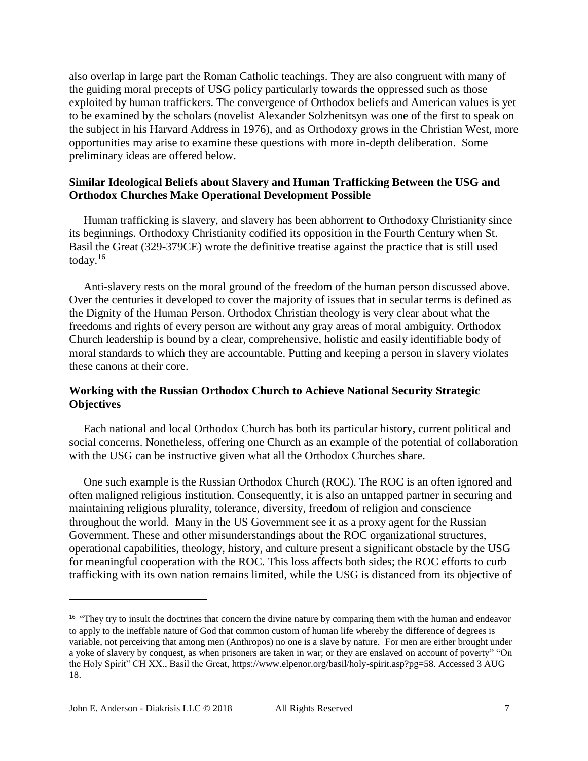also overlap in large part the Roman Catholic teachings. They are also congruent with many of the guiding moral precepts of USG policy particularly towards the oppressed such as those exploited by human traffickers. The convergence of Orthodox beliefs and American values is yet to be examined by the scholars (novelist Alexander Solzhenitsyn was one of the first to speak on the subject in his Harvard Address in 1976), and as Orthodoxy grows in the Christian West, more opportunities may arise to examine these questions with more in-depth deliberation. Some preliminary ideas are offered below.

**Similar Ideological Beliefs about Slavery and Human Trafficking Between the USG and Orthodox Churches Make Operational Development Possible**

Human trafficking is slavery, and slavery has been abhorrent to Orthodoxy Christianity since its beginnings. Orthodoxy Christianity codified its opposition in the Fourth Century when St. Basil the Great (329-379CE) wrote the definitive treatise against the practice that is still used today.[16]

Anti-slavery rests on the moral ground of the freedom of the human person discussed above. Over the centuries it developed to cover the majority of issues that in secular terms is defined as the Dignity of the Human Person. Orthodox Christian theology is very clear about what the freedoms and rights of every person are without any gray areas of moral ambiguity. Orthodox Church leadership is bound by a clear, comprehensive, holistic and easily identifiable body of moral standards to which they are accountable. Putting and keeping a person in slavery violates these canons at their core.

**Working with the Russian Orthodox Church to Achieve National Security Strategic Objectives**

Each national and local Orthodox Church has both its particular history, current political and social concerns. Nonetheless, offering one Church as an example of the potential of collaboration with the USG can be instructive given what all the Orthodox Churches share.

One such example is the Russian Orthodox Church (ROC). The ROC is an often ignored and often maligned religious institution. Consequently, it is also an untapped partner in securing and maintaining religious plurality, tolerance, diversity, freedom of religion and conscience throughout the world. Many in the US Government see it as a proxy agent for the Russian Government. These and other misunderstandings about the ROC organizational structures, operational capabilities, theology, history, and culture present a significant obstacle by the USG for meaningful cooperation with the ROC. This loss affects both sides; the ROC efforts to curb trafficking with its own nation remains limited, while the USG is distanced from its objective of

[16] "They try to insult the doctrines that concern the divine nature by comparing them with the human and endeavor to apply to the ineffable nature of God that common custom of human life whereby the difference of degrees is variable, not perceiving that among men (Anthropos) no one is a slave by nature. For men are either brought under a yoke of slavery by conquest, as when prisoners are taken in war; or they are enslaved on account of poverty" "On the Holy Spirit" CH XX., Basil the Great, https://www.elpenor.org/basil/holy-spirit.asp?pg=58. Accessed 3 AUG 18.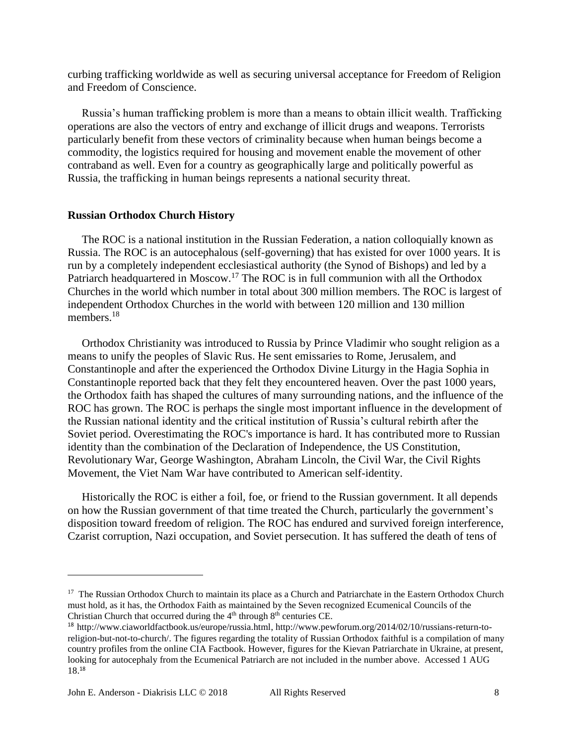curbing trafficking worldwide as well as securing universal acceptance for Freedom of Religion and Freedom of Conscience.

Russia's human trafficking problem is more than a means to obtain illicit wealth. Trafficking operations are also the vectors of entry and exchange of illicit drugs and weapons. Terrorists particularly benefit from these vectors of criminality because when human beings become a commodity, the logistics required for housing and movement enable the movement of other contraband as well. Even for a country as geographically large and politically powerful as Russia, the trafficking in human beings represents a national security threat.

**Russian Orthodox Church History**

The ROC is a national institution in the Russian Federation, a nation colloquially known as Russia. The ROC is an autocephalous (self-governing) that has existed for over 1000 years. It is run by a completely independent ecclesiastical authority (the Synod of Bishops) and led by a Patriarch headquartered in Moscow.[17] The ROC is in full communion with all the Orthodox Churches in the world which number in total about 300 million members. The ROC is largest of independent Orthodox Churches in the world with between 120 million and 130 million members.[18]

Orthodox Christianity was introduced to Russia by Prince Vladimir who sought religion as a means to unify the peoples of Slavic Rus. He sent emissaries to Rome, Jerusalem, and Constantinople and after the experienced the Orthodox Divine Liturgy in the Hagia Sophia in Constantinople reported back that they felt they encountered heaven. Over the past 1000 years, the Orthodox faith has shaped the cultures of many surrounding nations, and the influence of the ROC has grown. The ROC is perhaps the single most important influence in the development of the Russian national identity and the critical institution of Russia's cultural rebirth after the Soviet period. Overestimating the ROC's importance is hard. It has contributed more to Russian identity than the combination of the Declaration of Independence, the US Constitution, Revolutionary War, George Washington, Abraham Lincoln, the Civil War, the Civil Rights Movement, the Viet Nam War have contributed to American self-identity.

Historically the ROC is either a foil, foe, or friend to the Russian government. It all depends on how the Russian government of that time treated the Church, particularly the government's disposition toward freedom of religion. The ROC has endured and survived foreign interference, Czarist corruption, Nazi occupation, and Soviet persecution. It has suffered the death of tens of

---

[17] The Russian Orthodox Church to maintain its place as a Church and Patriarchate in the Eastern Orthodox Church must hold, as it has, the Orthodox Faith as maintained by the Seven recognized Ecumenical Councils of the Christian Church that occurred during the 4th through 8th centuries CE.

[18] http://www.ciaworldfactbook.us/europe/russia.html, http://www.pewforum.org/2014/02/10/russians-return-to-religion-but-not-to-church/. The figures regarding the totality of Russian Orthodox faithful is a compilation of many country profiles from the online CIA Factbook. However, figures for the Kievan Patriarchate in Ukraine, at present, looking for autocephaly from the Ecumenical Patriarch are not included in the number above. Accessed 1 AUG 18.[18]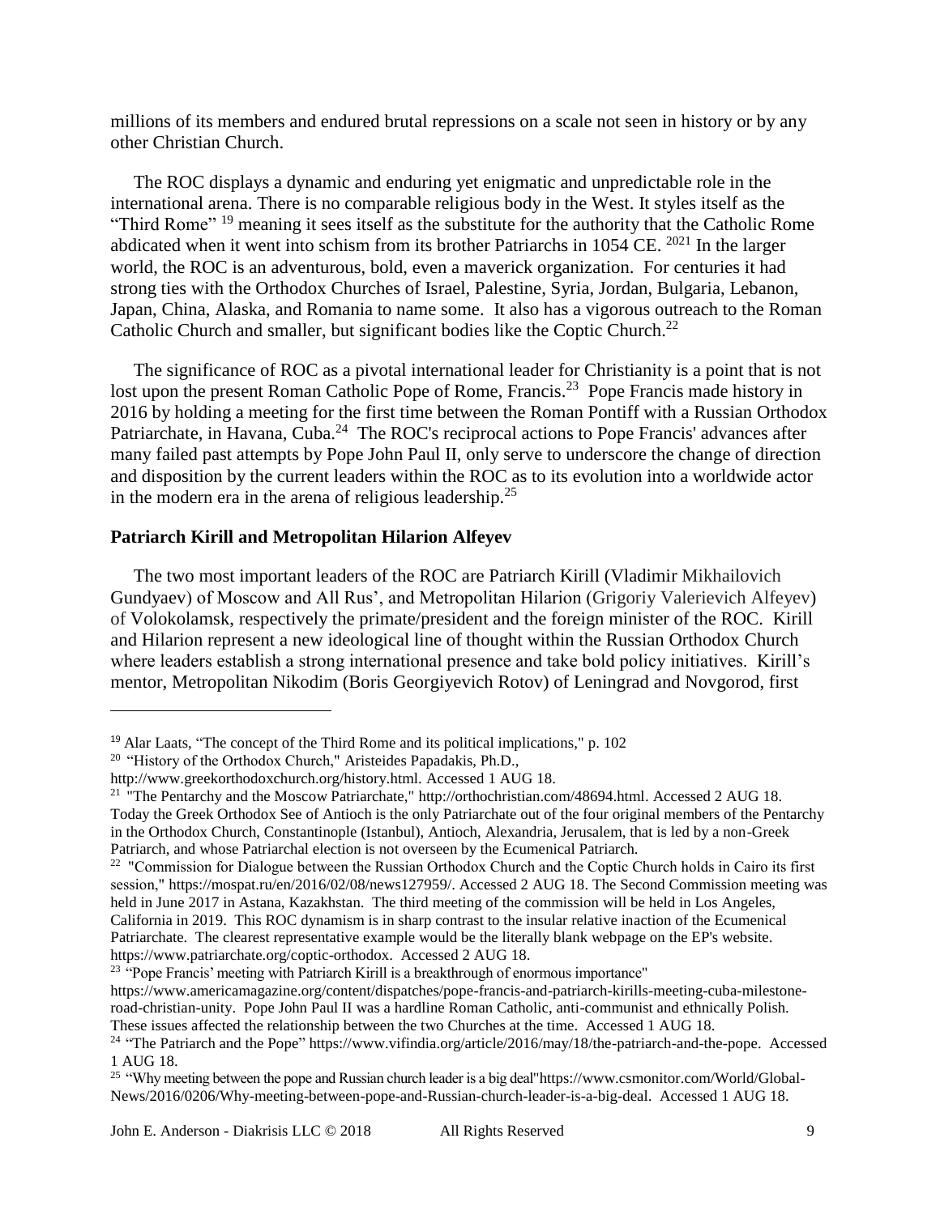millions of its members and endured brutal repressions on a scale not seen in history or by any other Christian Church.

The ROC displays a dynamic and enduring yet enigmatic and unpredictable role in the international arena. There is no comparable religious body in the West. It styles itself as the "Third Rome" [19] meaning it sees itself as the substitute for the authority that the Catholic Rome abdicated when it went into schism from its brother Patriarchs in 1054 CE. [20][21] In the larger world, the ROC is an adventurous, bold, even a maverick organization. For centuries it had strong ties with the Orthodox Churches of Israel, Palestine, Syria, Jordan, Bulgaria, Lebanon, Japan, China, Alaska, and Romania to name some. It also has a vigorous outreach to the Roman Catholic Church and smaller, but significant bodies like the Coptic Church.[22]

The significance of ROC as a pivotal international leader for Christianity is a point that is not lost upon the present Roman Catholic Pope of Rome, Francis.[23] Pope Francis made history in 2016 by holding a meeting for the first time between the Roman Pontiff with a Russian Orthodox Patriarchate, in Havana, Cuba.[24] The ROC's reciprocal actions to Pope Francis' advances after many failed past attempts by Pope John Paul II, only serve to underscore the change of direction and disposition by the current leaders within the ROC as to its evolution into a worldwide actor in the modern era in the arena of religious leadership.[25]

## Patriarch Kirill and Metropolitan Hilarion Alfeyev

The two most important leaders of the ROC are Patriarch Kirill (Vladimir Mikhailovich Gundyaev) of Moscow and All Rus', and Metropolitan Hilarion (Grigoriy Valerievich Alfeyev) of Volokolamsk, respectively the primate/president and the foreign minister of the ROC. Kirill and Hilarion represent a new ideological line of thought within the Russian Orthodox Church where leaders establish a strong international presence and take bold policy initiatives. Kirill's mentor, Metropolitan Nikodim (Boris Georgiyevich Rotov) of Leningrad and Novgorod, first

---

[19] Alar Laats, "The concept of the Third Rome and its political implications," p. 102

[20] "History of the Orthodox Church," Aristeides Papadakis, Ph.D., http://www.greekorthodoxchurch.org/history.html. Accessed 1 AUG 18.

[21] "The Pentarchy and the Moscow Patriarchate," http://orthochristian.com/48694.html. Accessed 2 AUG 18. Today the Greek Orthodox See of Antioch is the only Patriarchate out of the four original members of the Pentarchy in the Orthodox Church, Constantinople (Istanbul), Antioch, Alexandria, Jerusalem, that is led by a non-Greek Patriarch, and whose Patriarchal election is not overseen by the Ecumenical Patriarch.

[22] "Commission for Dialogue between the Russian Orthodox Church and the Coptic Church holds in Cairo its first session," https://mospat.ru/en/2016/02/08/news127959/. Accessed 2 AUG 18. The Second Commission meeting was held in June 2017 in Astana, Kazakhstan. The third meeting of the commission will be held in Los Angeles, California in 2019. This ROC dynamism is in sharp contrast to the insular relative inaction of the Ecumenical Patriarchate. The clearest representative example would be the literally blank webpage on the EP's website. https://www.patriarchate.org/coptic-orthodox. Accessed 2 AUG 18.

[23] "Pope Francis' meeting with Patriarch Kirill is a breakthrough of enormous importance" https://www.americamagazine.org/content/dispatches/pope-francis-and-patriarch-kirills-meeting-cuba-milestone-road-christian-unity. Pope John Paul II was a hardline Roman Catholic, anti-communist and ethnically Polish. These issues affected the relationship between the two Churches at the time. Accessed 1 AUG 18.

[24] "The Patriarch and the Pope" https://www.vifindia.org/article/2016/may/18/the-patriarch-and-the-pope. Accessed 1 AUG 18.

[25] "Why meeting between the pope and Russian church leader is a big deal"https://www.csmonitor.com/World/Global-News/2016/0206/Why-meeting-between-pope-and-Russian-church-leader-is-a-big-deal. Accessed 1 AUG 18.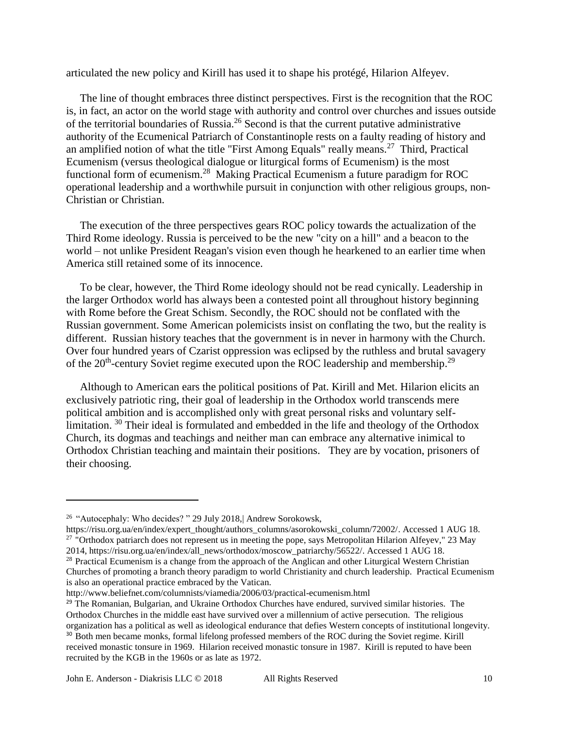articulated the new policy and Kirill has used it to shape his protégé, Hilarion Alfeyev.

The line of thought embraces three distinct perspectives. First is the recognition that the ROC is, in fact, an actor on the world stage with authority and control over churches and issues outside of the territorial boundaries of Russia.[26] Second is that the current putative administrative authority of the Ecumenical Patriarch of Constantinople rests on a faulty reading of history and an amplified notion of what the title "First Among Equals" really means.[27] Third, Practical Ecumenism (versus theological dialogue or liturgical forms of Ecumenism) is the most functional form of ecumenism.[28] Making Practical Ecumenism a future paradigm for ROC operational leadership and a worthwhile pursuit in conjunction with other religious groups, non-Christian or Christian.

The execution of the three perspectives gears ROC policy towards the actualization of the Third Rome ideology. Russia is perceived to be the new "city on a hill" and a beacon to the world – not unlike President Reagan's vision even though he hearkened to an earlier time when America still retained some of its innocence.

To be clear, however, the Third Rome ideology should not be read cynically. Leadership in the larger Orthodox world has always been a contested point all throughout history beginning with Rome before the Great Schism. Secondly, the ROC should not be conflated with the Russian government. Some American polemicists insist on conflating the two, but the reality is different. Russian history teaches that the government is in never in harmony with the Church. Over four hundred years of Czarist oppression was eclipsed by the ruthless and brutal savagery of the 20th-century Soviet regime executed upon the ROC leadership and membership.[29]

Although to American ears the political positions of Pat. Kirill and Met. Hilarion elicits an exclusively patriotic ring, their goal of leadership in the Orthodox world transcends mere political ambition and is accomplished only with great personal risks and voluntary self-limitation. [30] Their ideal is formulated and embedded in the life and theology of the Orthodox Church, its dogmas and teachings and neither man can embrace any alternative inimical to Orthodox Christian teaching and maintain their positions. They are by vocation, prisoners of their choosing.

---

[26] "Autocephaly: Who decides? " 29 July 2018,| Andrew Sorokowsk, https://risu.org.ua/en/index/expert_thought/authors_columns/asorokowski_column/72002/. Accessed 1 AUG 18.

[27] "Orthodox patriarch does not represent us in meeting the pope, says Metropolitan Hilarion Alfeyev," 23 May 2014, https://risu.org.ua/en/index/all_news/orthodox/moscow_patriarchy/56522/. Accessed 1 AUG 18.

[28] Practical Ecumenism is a change from the approach of the Anglican and other Liturgical Western Christian Churches of promoting a branch theory paradigm to world Christianity and church leadership. Practical Ecumenism is also an operational practice embraced by the Vatican. http://www.beliefnet.com/columnists/viamedia/2006/03/practical-ecumenism.html

[29] The Romanian, Bulgarian, and Ukraine Orthodox Churches have endured, survived similar histories. The Orthodox Churches in the middle east have survived over a millennium of active persecution. The religious organization has a political as well as ideological endurance that defies Western concepts of institutional longevity.

[30] Both men became monks, formal lifelong professed members of the ROC during the Soviet regime. Kirill received monastic tonsure in 1969. Hilarion received monastic tonsure in 1987. Kirill is reputed to have been recruited by the KGB in the 1960s or as late as 1972.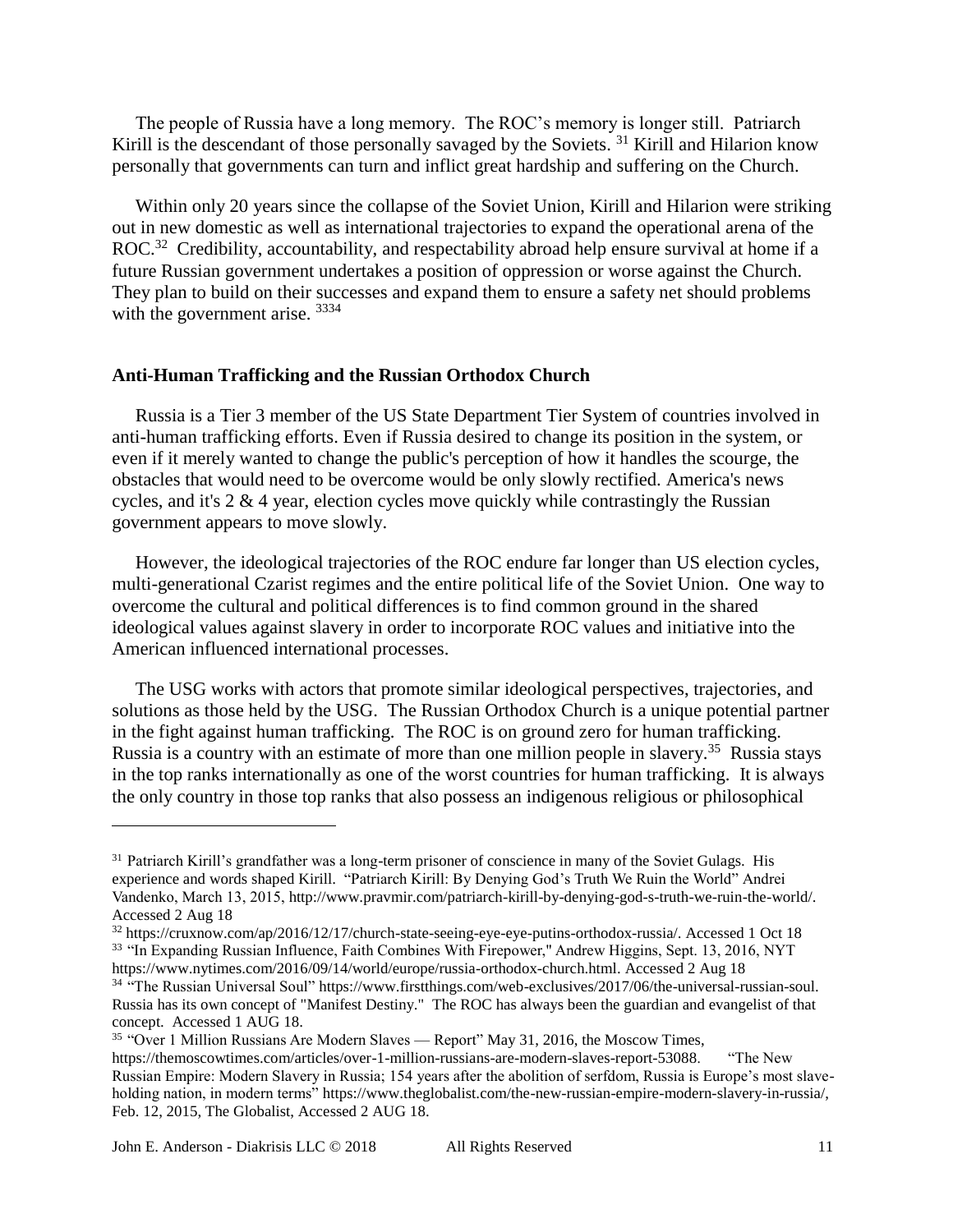The people of Russia have a long memory. The ROC's memory is longer still. Patriarch Kirill is the descendant of those personally savaged by the Soviets. [31] Kirill and Hilarion know personally that governments can turn and inflict great hardship and suffering on the Church.

Within only 20 years since the collapse of the Soviet Union, Kirill and Hilarion were striking out in new domestic as well as international trajectories to expand the operational arena of the ROC.[32] Credibility, accountability, and respectability abroad help ensure survival at home if a future Russian government undertakes a position of oppression or worse against the Church. They plan to build on their successes and expand them to ensure a safety net should problems with the government arise. [33][34]

### Anti-Human Trafficking and the Russian Orthodox Church

Russia is a Tier 3 member of the US State Department Tier System of countries involved in anti-human trafficking efforts. Even if Russia desired to change its position in the system, or even if it merely wanted to change the public's perception of how it handles the scourge, the obstacles that would need to be overcome would be only slowly rectified. America's news cycles, and it's 2 & 4 year, election cycles move quickly while contrastingly the Russian government appears to move slowly.

However, the ideological trajectories of the ROC endure far longer than US election cycles, multi-generational Czarist regimes and the entire political life of the Soviet Union. One way to overcome the cultural and political differences is to find common ground in the shared ideological values against slavery in order to incorporate ROC values and initiative into the American influenced international processes.

The USG works with actors that promote similar ideological perspectives, trajectories, and solutions as those held by the USG. The Russian Orthodox Church is a unique potential partner in the fight against human trafficking. The ROC is on ground zero for human trafficking. Russia is a country with an estimate of more than one million people in slavery.[35] Russia stays in the top ranks internationally as one of the worst countries for human trafficking. It is always the only country in those top ranks that also possess an indigenous religious or philosophical

---

[31] Patriarch Kirill's grandfather was a long-term prisoner of conscience in many of the Soviet Gulags. His experience and words shaped Kirill. "Patriarch Kirill: By Denying God's Truth We Ruin the World" Andrei Vandenko, March 13, 2015, http://www.pravmir.com/patriarch-kirill-by-denying-god-s-truth-we-ruin-the-world/. Accessed 2 Aug 18

[32] https://cruxnow.com/ap/2016/12/17/church-state-seeing-eye-eye-putins-orthodox-russia/. Accessed 1 Oct 18

[33] "In Expanding Russian Influence, Faith Combines With Firepower," Andrew Higgins, Sept. 13, 2016, NYT https://www.nytimes.com/2016/09/14/world/europe/russia-orthodox-church.html. Accessed 2 Aug 18

[34] "The Russian Universal Soul" https://www.firstthings.com/web-exclusives/2017/06/the-universal-russian-soul. Russia has its own concept of "Manifest Destiny." The ROC has always been the guardian and evangelist of that concept. Accessed 1 AUG 18.

[35] "Over 1 Million Russians Are Modern Slaves — Report" May 31, 2016, the Moscow Times, https://themoscowtimes.com/articles/over-1-million-russians-are-modern-slaves-report-53088. "The New Russian Empire: Modern Slavery in Russia; 154 years after the abolition of serfdom, Russia is Europe's most slave-holding nation, in modern terms" https://www.theglobalist.com/the-new-russian-empire-modern-slavery-in-russia/, Feb. 12, 2015, The Globalist, Accessed 2 AUG 18.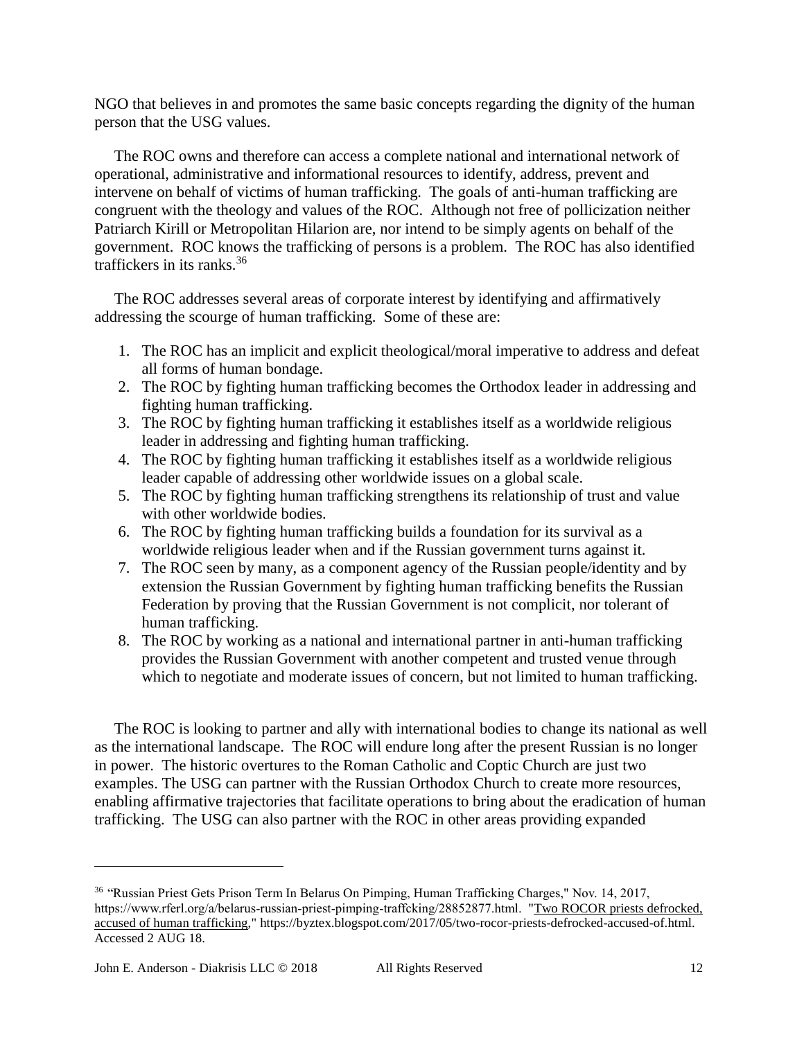NGO that believes in and promotes the same basic concepts regarding the dignity of the human person that the USG values.

The ROC owns and therefore can access a complete national and international network of operational, administrative and informational resources to identify, address, prevent and intervene on behalf of victims of human trafficking. The goals of anti-human trafficking are congruent with the theology and values of the ROC. Although not free of pollicization neither Patriarch Kirill or Metropolitan Hilarion are, nor intend to be simply agents on behalf of the government. ROC knows the trafficking of persons is a problem. The ROC has also identified traffickers in its ranks.[36]

The ROC addresses several areas of corporate interest by identifying and affirmatively addressing the scourge of human trafficking. Some of these are:

1. The ROC has an implicit and explicit theological/moral imperative to address and defeat all forms of human bondage.
2. The ROC by fighting human trafficking becomes the Orthodox leader in addressing and fighting human trafficking.
3. The ROC by fighting human trafficking it establishes itself as a worldwide religious leader in addressing and fighting human trafficking.
4. The ROC by fighting human trafficking it establishes itself as a worldwide religious leader capable of addressing other worldwide issues on a global scale.
5. The ROC by fighting human trafficking strengthens its relationship of trust and value with other worldwide bodies.
6. The ROC by fighting human trafficking builds a foundation for its survival as a worldwide religious leader when and if the Russian government turns against it.
7. The ROC seen by many, as a component agency of the Russian people/identity and by extension the Russian Government by fighting human trafficking benefits the Russian Federation by proving that the Russian Government is not complicit, nor tolerant of human trafficking.
8. The ROC by working as a national and international partner in anti-human trafficking provides the Russian Government with another competent and trusted venue through which to negotiate and moderate issues of concern, but not limited to human trafficking.

The ROC is looking to partner and ally with international bodies to change its national as well as the international landscape. The ROC will endure long after the present Russian is no longer in power. The historic overtures to the Roman Catholic and Coptic Church are just two examples. The USG can partner with the Russian Orthodox Church to create more resources, enabling affirmative trajectories that facilitate operations to bring about the eradication of human trafficking. The USG can also partner with the ROC in other areas providing expanded

---

[36] "Russian Priest Gets Prison Term In Belarus On Pimping, Human Trafficking Charges," Nov. 14, 2017, https://www.rferl.org/a/belarus-russian-priest-pimping-traffcking/28852877.html. "Two ROCOR priests defrocked, accused of human trafficking," https://byztex.blogspot.com/2017/05/two-rocor-priests-defrocked-accused-of.html. Accessed 2 AUG 18.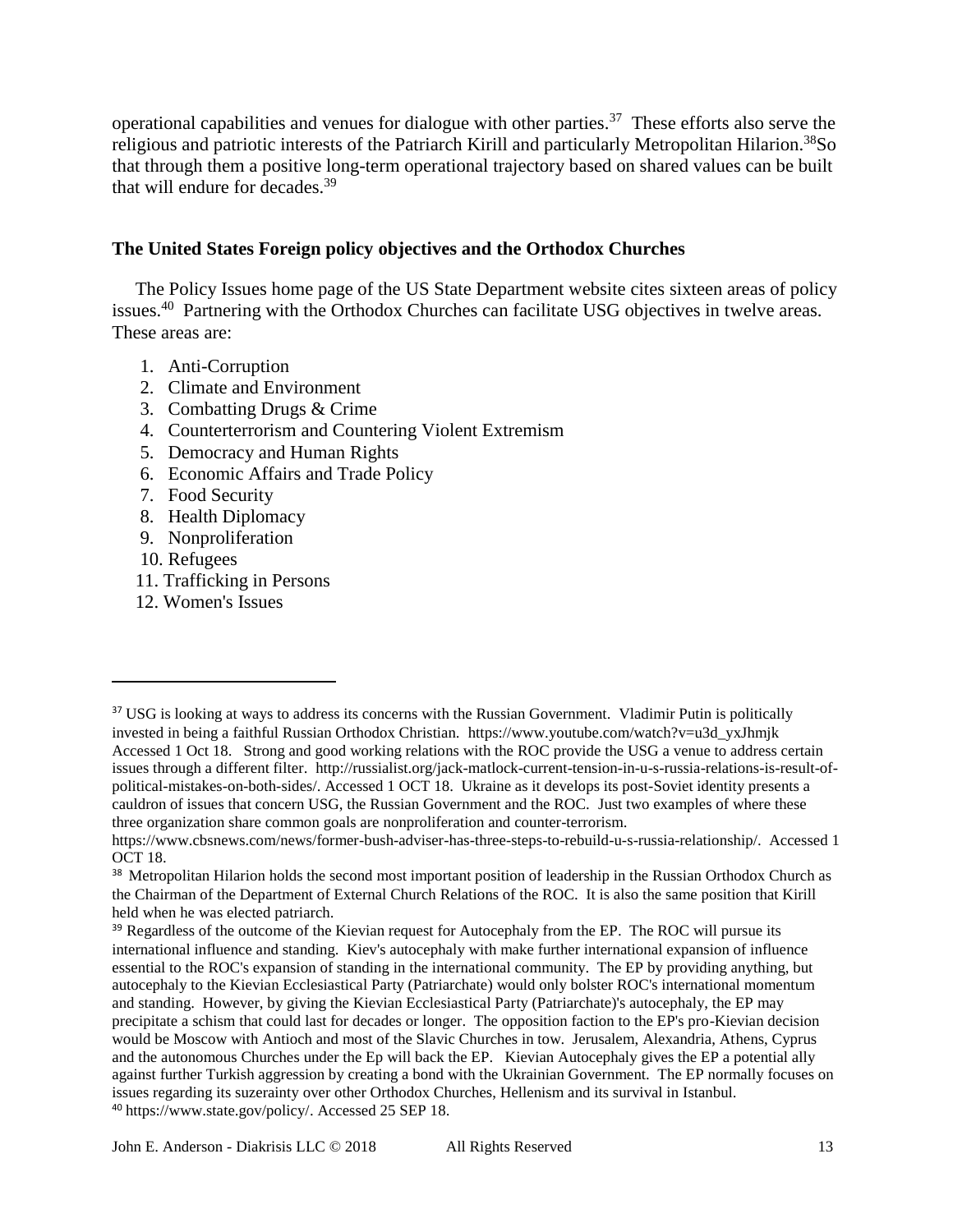operational capabilities and venues for dialogue with other parties.[37] These efforts also serve the religious and patriotic interests of the Patriarch Kirill and particularly Metropolitan Hilarion.[38]So that through them a positive long-term operational trajectory based on shared values can be built that will endure for decades.[39]

### The United States Foreign policy objectives and the Orthodox Churches

The Policy Issues home page of the US State Department website cites sixteen areas of policy issues.[40] Partnering with the Orthodox Churches can facilitate USG objectives in twelve areas. These areas are:

1. Anti-Corruption
2. Climate and Environment
3. Combatting Drugs & Crime
4. Counterterrorism and Countering Violent Extremism
5. Democracy and Human Rights
6. Economic Affairs and Trade Policy
7. Food Security
8. Health Diplomacy
9. Nonproliferation
10. Refugees
11. Trafficking in Persons
12. Women's Issues

---

[37] USG is looking at ways to address its concerns with the Russian Government. Vladimir Putin is politically invested in being a faithful Russian Orthodox Christian. https://www.youtube.com/watch?v=u3d_yxJhmjk Accessed 1 Oct 18. Strong and good working relations with the ROC provide the USG a venue to address certain issues through a different filter. http://russialist.org/jack-matlock-current-tension-in-u-s-russia-relations-is-result-of-political-mistakes-on-both-sides/. Accessed 1 OCT 18. Ukraine as it develops its post-Soviet identity presents a cauldron of issues that concern USG, the Russian Government and the ROC. Just two examples of where these three organization share common goals are nonproliferation and counter-terrorism. https://www.cbsnews.com/news/former-bush-adviser-has-three-steps-to-rebuild-u-s-russia-relationship/. Accessed 1 OCT 18.

[38] Metropolitan Hilarion holds the second most important position of leadership in the Russian Orthodox Church as the Chairman of the Department of External Church Relations of the ROC. It is also the same position that Kirill held when he was elected patriarch.

[39] Regardless of the outcome of the Kievian request for Autocephaly from the EP. The ROC will pursue its international influence and standing. Kiev's autocephaly with make further international expansion of influence essential to the ROC's expansion of standing in the international community. The EP by providing anything, but autocephaly to the Kievian Ecclesiastical Party (Patriarchate) would only bolster ROC's international momentum and standing. However, by giving the Kievian Ecclesiastical Party (Patriarchate)'s autocephaly, the EP may precipitate a schism that could last for decades or longer. The opposition faction to the EP's pro-Kievian decision would be Moscow with Antioch and most of the Slavic Churches in tow. Jerusalem, Alexandria, Athens, Cyprus and the autonomous Churches under the Ep will back the EP. Kievian Autocephaly gives the EP a potential ally against further Turkish aggression by creating a bond with the Ukrainian Government. The EP normally focuses on issues regarding its suzerainty over other Orthodox Churches, Hellenism and its survival in Istanbul.

[40] https://www.state.gov/policy/. Accessed 25 SEP 18.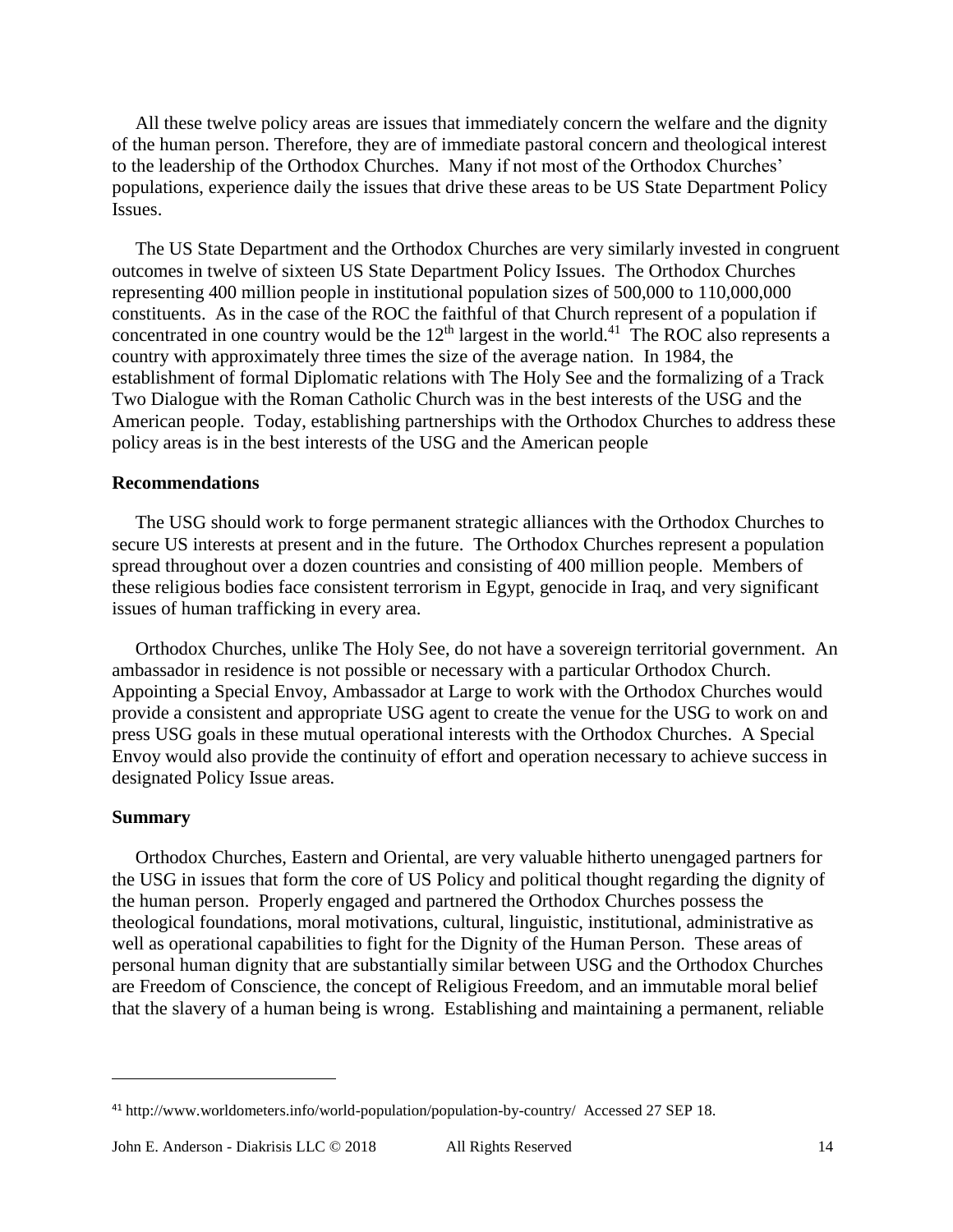All these twelve policy areas are issues that immediately concern the welfare and the dignity of the human person. Therefore, they are of immediate pastoral concern and theological interest to the leadership of the Orthodox Churches. Many if not most of the Orthodox Churches' populations, experience daily the issues that drive these areas to be US State Department Policy Issues.

The US State Department and the Orthodox Churches are very similarly invested in congruent outcomes in twelve of sixteen US State Department Policy Issues. The Orthodox Churches representing 400 million people in institutional population sizes of 500,000 to 110,000,000 constituents. As in the case of the ROC the faithful of that Church represent of a population if concentrated in one country would be the 12th largest in the world.[41] The ROC also represents a country with approximately three times the size of the average nation. In 1984, the establishment of formal Diplomatic relations with The Holy See and the formalizing of a Track Two Dialogue with the Roman Catholic Church was in the best interests of the USG and the American people. Today, establishing partnerships with the Orthodox Churches to address these policy areas is in the best interests of the USG and the American people

**Recommendations**

The USG should work to forge permanent strategic alliances with the Orthodox Churches to secure US interests at present and in the future. The Orthodox Churches represent a population spread throughout over a dozen countries and consisting of 400 million people. Members of these religious bodies face consistent terrorism in Egypt, genocide in Iraq, and very significant issues of human trafficking in every area.

Orthodox Churches, unlike The Holy See, do not have a sovereign territorial government. An ambassador in residence is not possible or necessary with a particular Orthodox Church. Appointing a Special Envoy, Ambassador at Large to work with the Orthodox Churches would provide a consistent and appropriate USG agent to create the venue for the USG to work on and press USG goals in these mutual operational interests with the Orthodox Churches. A Special Envoy would also provide the continuity of effort and operation necessary to achieve success in designated Policy Issue areas.

**Summary**

Orthodox Churches, Eastern and Oriental, are very valuable hitherto unengaged partners for the USG in issues that form the core of US Policy and political thought regarding the dignity of the human person. Properly engaged and partnered the Orthodox Churches possess the theological foundations, moral motivations, cultural, linguistic, institutional, administrative as well as operational capabilities to fight for the Dignity of the Human Person. These areas of personal human dignity that are substantially similar between USG and the Orthodox Churches are Freedom of Conscience, the concept of Religious Freedom, and an immutable moral belief that the slavery of a human being is wrong. Establishing and maintaining a permanent, reliable

---

[41] http://www.worldometers.info/world-population/population-by-country/ Accessed 27 SEP 18.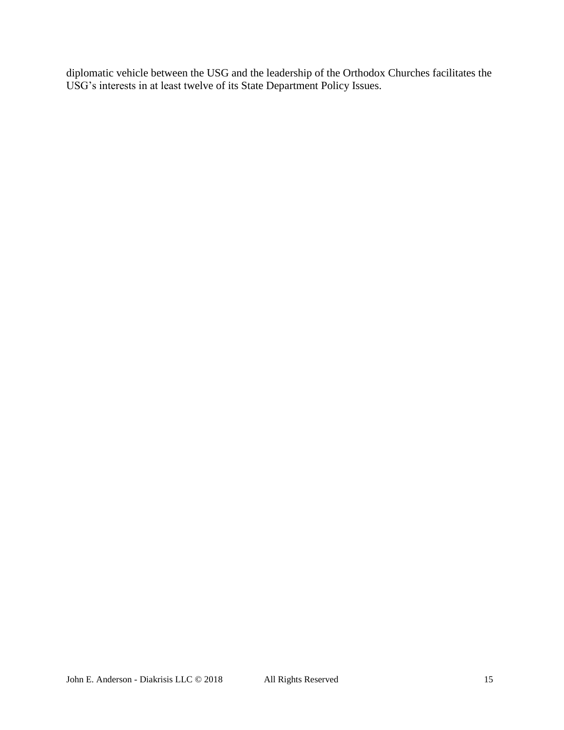diplomatic vehicle between the USG and the leadership of the Orthodox Churches facilitates the USG's interests in at least twelve of its State Department Policy Issues.